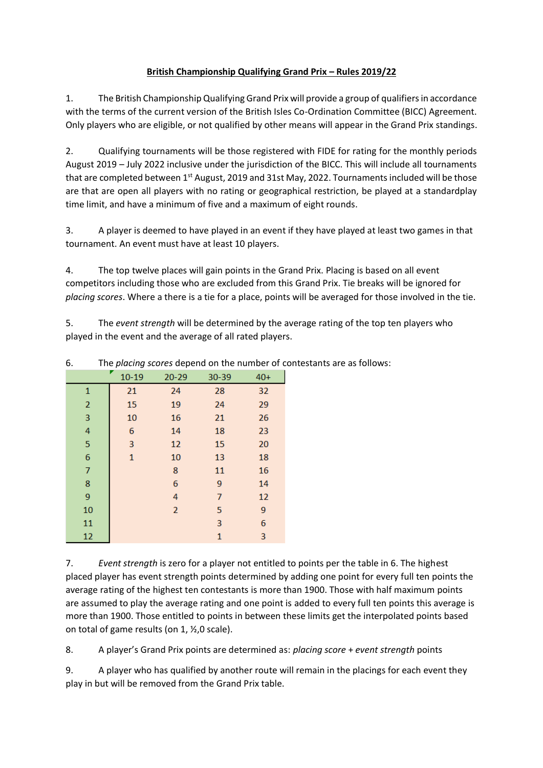# British Championship Qualifying Grand Prix – Rules 2019/22

1. The British Championship Qualifying Grand Prix will provide a group of qualifiers in accordance with the terms of the current version of the British Isles Co-Ordination Committee (BICC) Agreement. Only players who are eligible, or not qualified by other means will appear in the Grand Prix standings.

2. Qualifying tournaments will be those registered with FIDE for rating for the monthly periods August 2019 – July 2022 inclusive under the jurisdiction of the BICC. This will include all tournaments that are completed between 1st August, 2019 and 31st May, 2022. Tournaments included will be those are that are open all players with no rating or geographical restriction, be played at a standardplay time limit, and have a minimum of five and a maximum of eight rounds.

3. A player is deemed to have played in an event if they have played at least two games in that tournament. An event must have at least 10 players.

4. The top twelve places will gain points in the Grand Prix. Placing is based on all event competitors including those who are excluded from this Grand Prix. Tie breaks will be ignored for *placing scores*. Where a there is a tie for a place, points will be averaged for those involved in the tie.

5. The *event strength* will be determined by the average rating of the top ten players who played in the event and the average of all rated players.

6. The *placing scores* depend on the number of contestants are as follows:

| | 10-19 | 20-29 | 30-39 | 40+ |
|---|---|---|---|---|
| 1 | 21 | 24 | 28 | 32 |
| 2 | 15 | 19 | 24 | 29 |
| 3 | 10 | 16 | 21 | 26 |
| 4 | 6 | 14 | 18 | 23 |
| 5 | 3 | 12 | 15 | 20 |
| 6 | 1 | 10 | 13 | 18 |
| 7 | | 8 | 11 | 16 |
| 8 | | 6 | 9 | 14 |
| 9 | | 4 | 7 | 12 |
| 10 | | 2 | 5 | 9 |
| 11 | | | 3 | 6 |
| 12 | | | 1 | 3 |

7. *Event strength* is zero for a player not entitled to points per the table in 6. The highest placed player has event strength points determined by adding one point for every full ten points the average rating of the highest ten contestants is more than 1900. Those with half maximum points are assumed to play the average rating and one point is added to every full ten points this average is more than 1900. Those entitled to points in between these limits get the interpolated points based on total of game results (on 1, ½,0 scale).

8. A player's Grand Prix points are determined as: *placing score* + *event strength* points

9. A player who has qualified by another route will remain in the placings for each event they play in but will be removed from the Grand Prix table.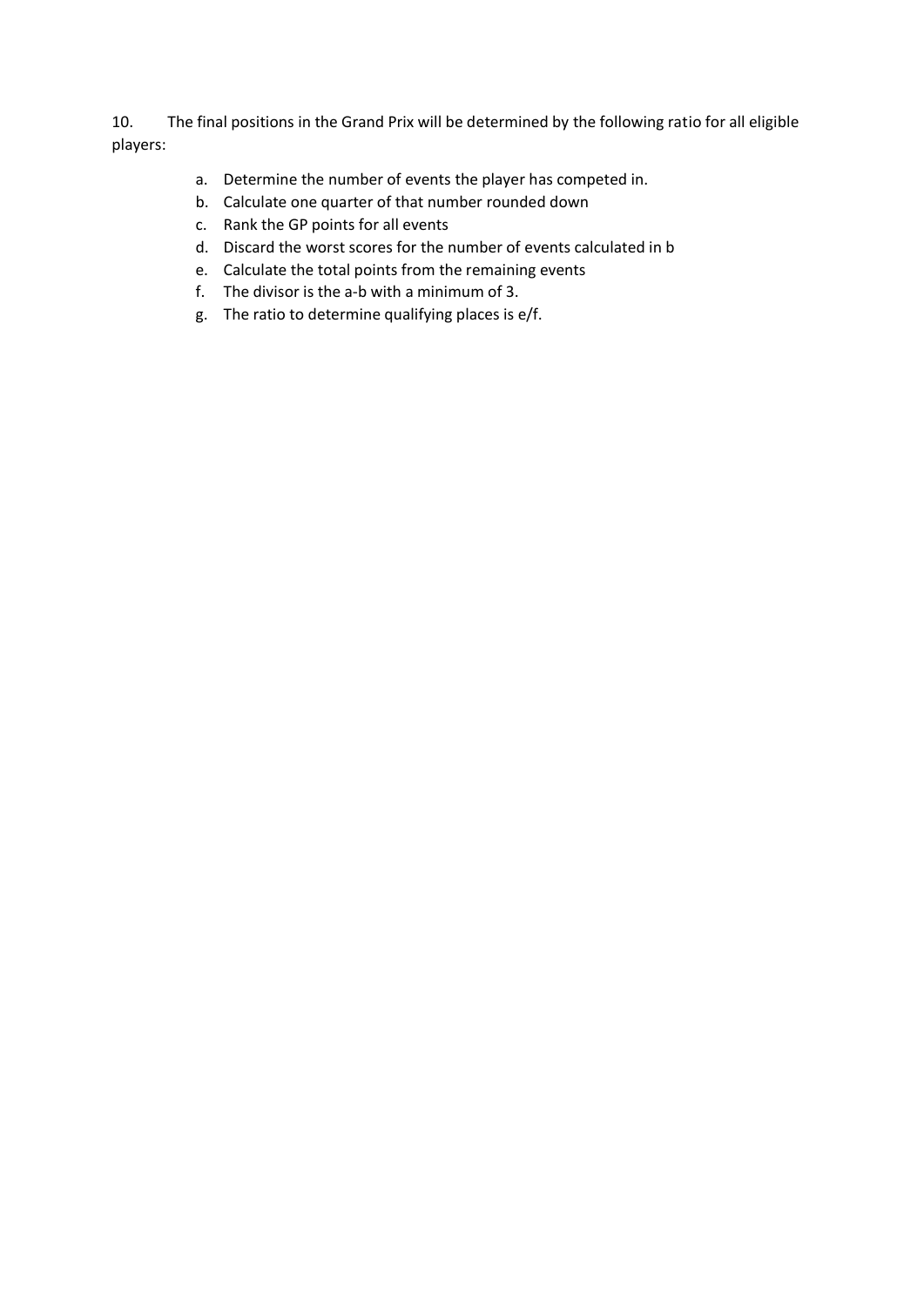10. The final positions in the Grand Prix will be determined by the following ratio for all eligible players:

a. Determine the number of events the player has competed in.
b. Calculate one quarter of that number rounded down
c. Rank the GP points for all events
d. Discard the worst scores for the number of events calculated in b
e. Calculate the total points from the remaining events
f. The divisor is the a-b with a minimum of 3.
g. The ratio to determine qualifying places is e/f.